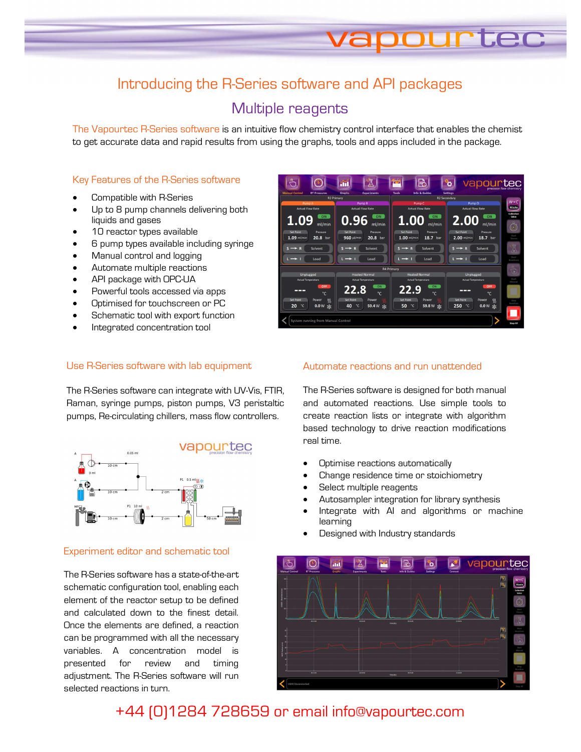# Introducing the R-Series software and API packages

## Multiple reagents

The Vapourtec R-Series software is an intuitive flow chemistry control interface that enables the chemist to get accurate data and rapid results from using the graphs, tools and apps included in the package.

### Key Features of the R-Series software

- Compatible with R-Series
- Up to 8 pump channels delivering both liquids and gases
- 10 reactor types available
- 6 pump types available including syringe
- Manual control and logging
- Automate multiple reactions
- API package with OPC-UA
- Powerful tools accessed via apps
- Optimised for touchscreen or PC
- Schematic tool with export function
- Integrated concentration tool

### Use R-Series software with lab equipment

The R-Series software can integrate with UV-Vis, FTIR, Raman, syringe pumps, piston pumps, V3 peristaltic pumps, Re-circulating chillers, mass flow controllers.

### Experiment editor and schematic tool

The R-Series software has a state-of-the-art schematic configuration tool, enabling each element of the reactor setup to be defined and calculated down to the finest detail. Once the elements are defined, a reaction can be programmed with all the necessary variables. A concentration model is presented for review and timing adjustment. The R-Series software will run selected reactions in turn.

### Automate reactions and run unattended

The R-Series software is designed for both manual and automated reactions. Use simple tools to create reaction lists or integrate with algorithm based technology to drive reaction modifications real time.

- Optimise reactions automatically
- Change residence time or stoichiometry
- Select multiple reagents
- Autosampler integration for library synthesis
- Integrate with AI and algorithms or machine learning
- Designed with Industry standards

+44 (0)1284 728659 or email info@vapourtec.com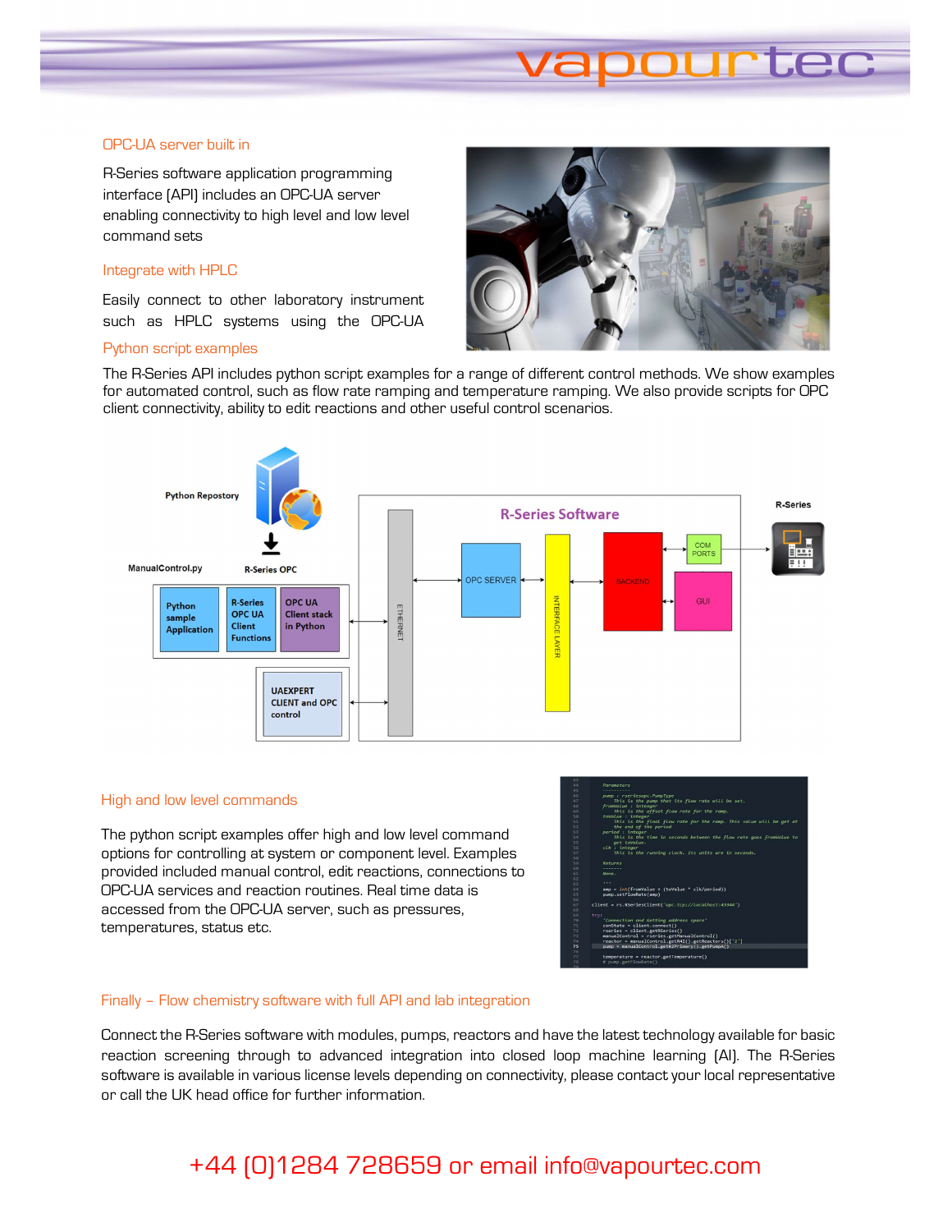## OPC-UA server built in

R-Series software application programming interface (API) includes an OPC-UA server enabling connectivity to high level and low level command sets

## Integrate with HPLC

Easily connect to other laboratory instrument such as HPLC systems using the OPC-UA

## Python script examples

The R-Series API includes python script examples for a range of different control methods. We show examples for automated control, such as flow rate ramping and temperature ramping. We also provide scripts for OPC client connectivity, ability to edit reactions and other useful control scenarios.

Python Repostory

ManualControl.py

R-Series OPC

Python sample Application

R-Series OPC UA Client Functions

OPC UA Client stack in Python

UAEXPERT CLIENT and OPC control

ETHERNET

R-Series Software

OPC SERVER

INTERFACE LAYER

BACKEND

COM PORTS

GUI

R-Series

## High and low level commands

The python script examples offer high and low level command options for controlling at system or component level. Examples provided included manual control, edit reactions, connections to OPC-UA services and reaction routines. Real time data is accessed from the OPC-UA server, such as pressures, temperatures, status etc.

## Finally – Flow chemistry software with full API and lab integration

Connect the R-Series software with modules, pumps, reactors and have the latest technology available for basic reaction screening through to advanced integration into closed loop machine learning (AI). The R-Series software is available in various license levels depending on connectivity, please contact your local representative or call the UK head office for further information.

+44 (0)1284 728659 or email info@vapourtec.com